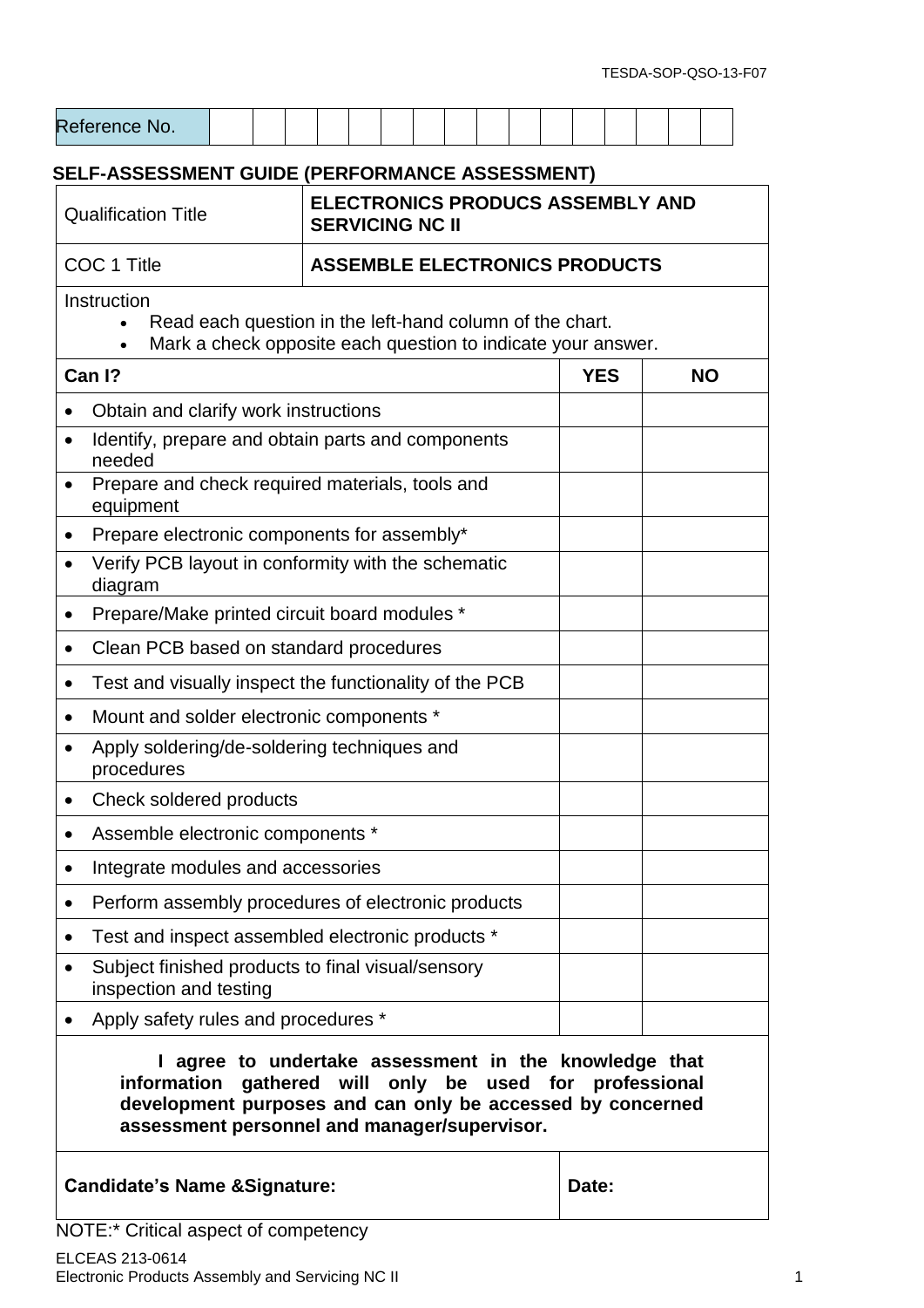TESDA-SOP-QSO-13-F07

| Reference No. | | | | | | | | | | | | | | | | |
|---|---|---|---|---|---|---|---|---|---|---|---|---|---|---|---|---|

## SELF-ASSESSMENT GUIDE (PERFORMANCE ASSESSMENT)

| Qualification Title | **ELECTRONICS PRODUCS ASSEMBLY AND SERVICING NC II** |
|---|---|
| COC 1 Title | **ASSEMBLE ELECTRONICS PRODUCTS** |

Instruction
- Read each question in the left-hand column of the chart.
- Mark a check opposite each question to indicate your answer.

| **Can I?** | **YES** | **NO** |
|---|---|---|
| • Obtain and clarify work instructions | | |
| • Identify, prepare and obtain parts and components needed | | |
| • Prepare and check required materials, tools and equipment | | |
| • Prepare electronic components for assembly* | | |
| • Verify PCB layout in conformity with the schematic diagram | | |
| • Prepare/Make printed circuit board modules * | | |
| • Clean PCB based on standard procedures | | |
| • Test and visually inspect the functionality of the PCB | | |
| • Mount and solder electronic components * | | |
| • Apply soldering/de-soldering techniques and procedures | | |
| • Check soldered products | | |
| • Assemble electronic components * | | |
| • Integrate modules and accessories | | |
| • Perform assembly procedures of electronic products | | |
| • Test and inspect assembled electronic products * | | |
| • Subject finished products to final visual/sensory inspection and testing | | |
| • Apply safety rules and procedures * | | |

**I agree to undertake assessment in the knowledge that information gathered will only be used for professional development purposes and can only be accessed by concerned assessment personnel and manager/supervisor.**

| **Candidate's Name &Signature:** | **Date:** |
|---|---|

NOTE:* Critical aspect of competency

ELCEAS 213-0614
Electronic Products Assembly and Servicing NC II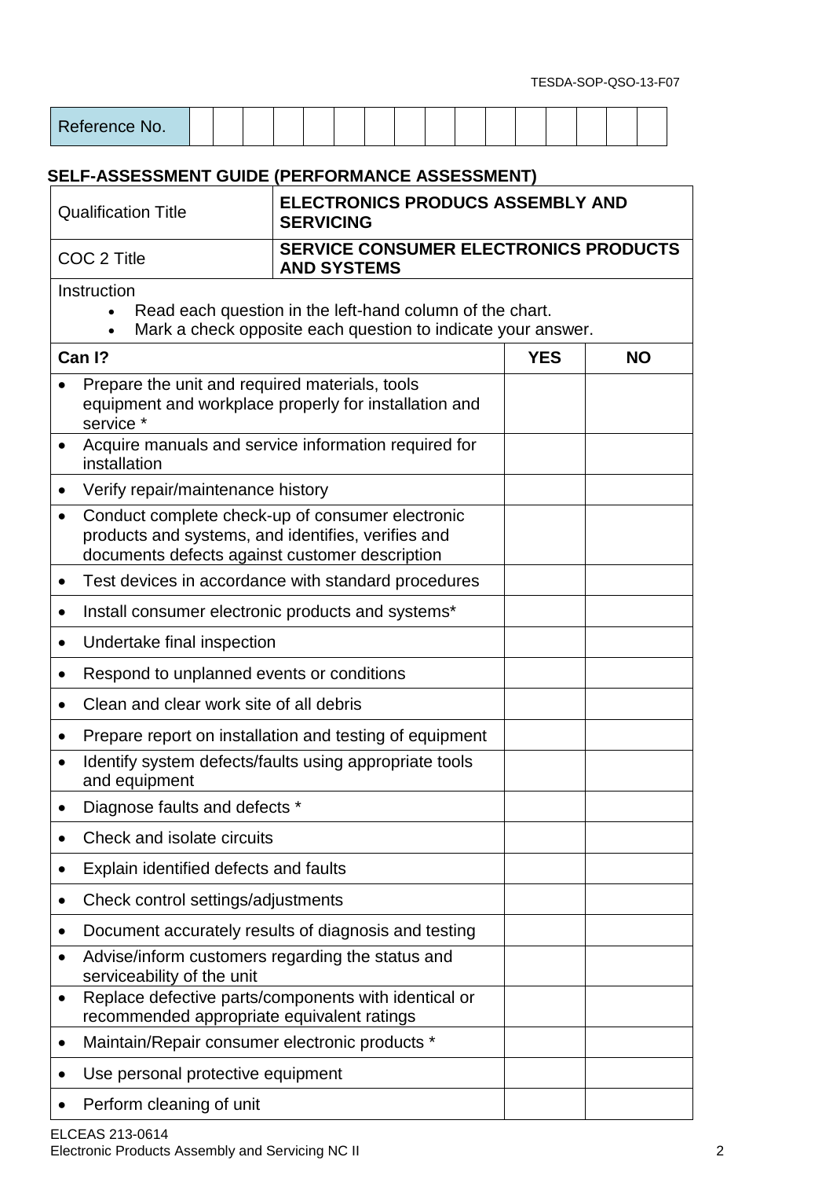TESDA-SOP-QSO-13-F07

| Reference No. | | | | | | | | | | | | | | | |
|---|---|---|---|---|---|---|---|---|---|---|---|---|---|---|---|

## SELF-ASSESSMENT GUIDE (PERFORMANCE ASSESSMENT)

| Qualification Title | **ELECTRONICS PRODUCS ASSEMBLY AND SERVICING** |
|---|---|
| COC 2 Title | **SERVICE CONSUMER ELECTRONICS PRODUCTS AND SYSTEMS** |

Instruction

- Read each question in the left-hand column of the chart.
- Mark a check opposite each question to indicate your answer.

| **Can I?** | **YES** | **NO** |
|---|---|---|
| • Prepare the unit and required materials, tools equipment and workplace properly for installation and service * | | |
| • Acquire manuals and service information required for installation | | |
| • Verify repair/maintenance history | | |
| • Conduct complete check-up of consumer electronic products and systems, and identifies, verifies and documents defects against customer description | | |
| • Test devices in accordance with standard procedures | | |
| • Install consumer electronic products and systems* | | |
| • Undertake final inspection | | |
| • Respond to unplanned events or conditions | | |
| • Clean and clear work site of all debris | | |
| • Prepare report on installation and testing of equipment | | |
| • Identify system defects/faults using appropriate tools and equipment | | |
| • Diagnose faults and defects * | | |
| • Check and isolate circuits | | |
| • Explain identified defects and faults | | |
| • Check control settings/adjustments | | |
| • Document accurately results of diagnosis and testing | | |
| • Advise/inform customers regarding the status and serviceability of the unit | | |
| • Replace defective parts/components with identical or recommended appropriate equivalent ratings | | |
| • Maintain/Repair consumer electronic products * | | |
| • Use personal protective equipment | | |
| • Perform cleaning of unit | | |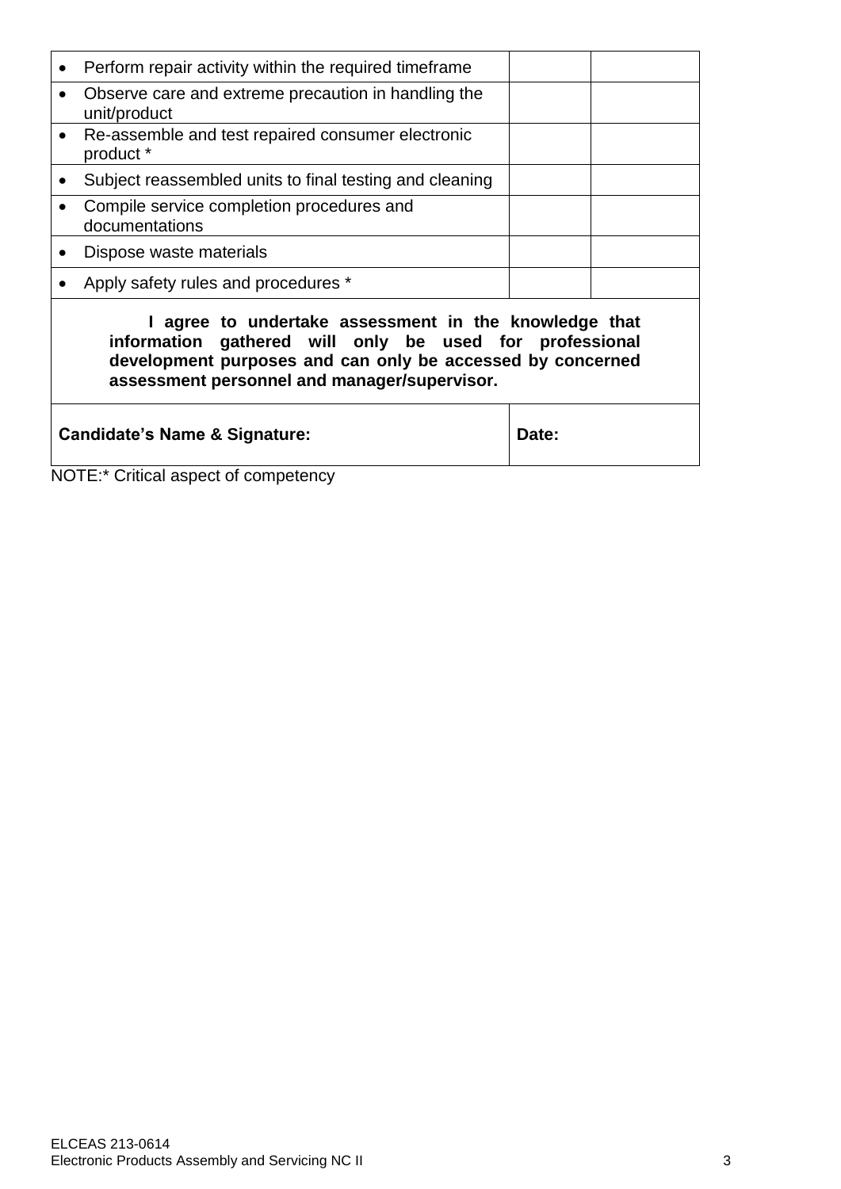| | | |
|---|---|---|
| • Perform repair activity within the required timeframe | | |
| • Observe care and extreme precaution in handling the unit/product | | |
| • Re-assemble and test repaired consumer electronic product * | | |
| • Subject reassembled units to final testing and cleaning | | |
| • Compile service completion procedures and documentations | | |
| • Dispose waste materials | | |
| • Apply safety rules and procedures * | | |
| **I agree to undertake assessment in the knowledge that information gathered will only be used for professional development purposes and can only be accessed by concerned assessment personnel and manager/supervisor.** | | |
| **Candidate's Name & Signature:** | **Date:** | |

NOTE:* Critical aspect of competency

ELCEAS 213-0614
Electronic Products Assembly and Servicing NC II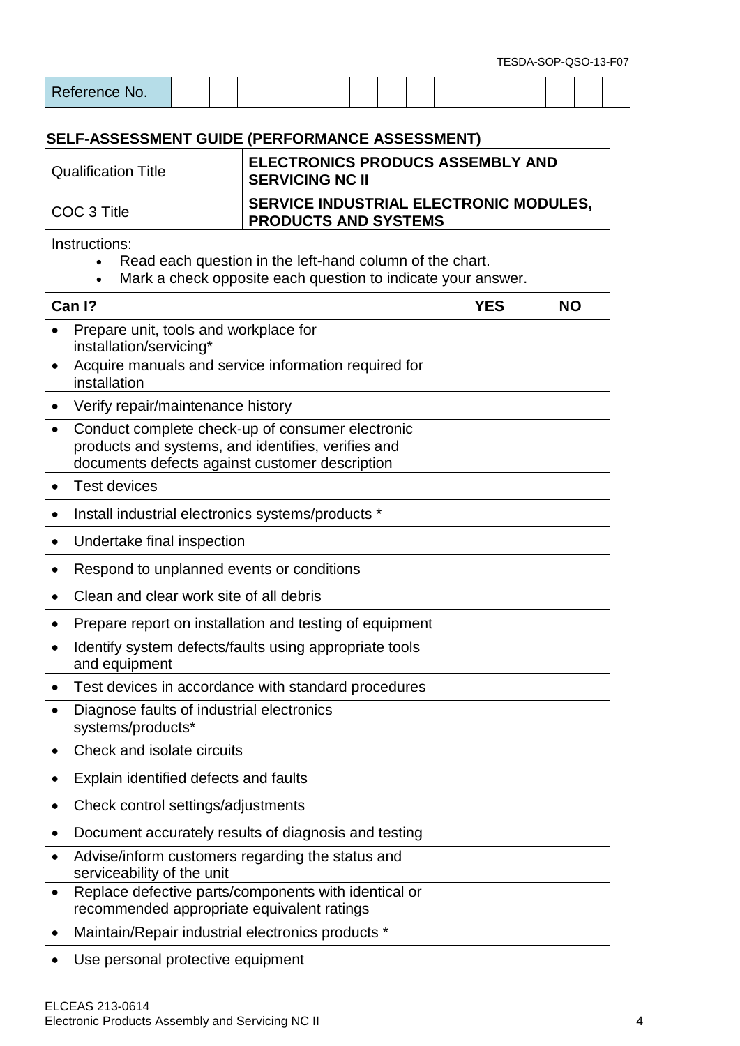TESDA-SOP-QSO-13-F07

| Reference No. | | | | | | | | | | | | | | | | |
|---|---|---|---|---|---|---|---|---|---|---|---|---|---|---|---|---|

## SELF-ASSESSMENT GUIDE (PERFORMANCE ASSESSMENT)

| Qualification Title | ELECTRONICS PRODUCS ASSEMBLY AND SERVICING NC II |
|---|---|
| COC 3 Title | **SERVICE INDUSTRIAL ELECTRONIC MODULES, PRODUCTS AND SYSTEMS** |

Instructions:

- Read each question in the left-hand column of the chart.
- Mark a check opposite each question to indicate your answer.

| Can I? | YES | NO |
|---|---|---|
| • Prepare unit, tools and workplace for installation/servicing* | | |
| • Acquire manuals and service information required for installation | | |
| • Verify repair/maintenance history | | |
| • Conduct complete check-up of consumer electronic products and systems, and identifies, verifies and documents defects against customer description | | |
| • Test devices | | |
| • Install industrial electronics systems/products * | | |
| • Undertake final inspection | | |
| • Respond to unplanned events or conditions | | |
| • Clean and clear work site of all debris | | |
| • Prepare report on installation and testing of equipment | | |
| • Identify system defects/faults using appropriate tools and equipment | | |
| • Test devices in accordance with standard procedures | | |
| • Diagnose faults of industrial electronics systems/products* | | |
| • Check and isolate circuits | | |
| • Explain identified defects and faults | | |
| • Check control settings/adjustments | | |
| • Document accurately results of diagnosis and testing | | |
| • Advise/inform customers regarding the status and serviceability of the unit | | |
| • Replace defective parts/components with identical or recommended appropriate equivalent ratings | | |
| • Maintain/Repair industrial electronics products * | | |
| • Use personal protective equipment | | |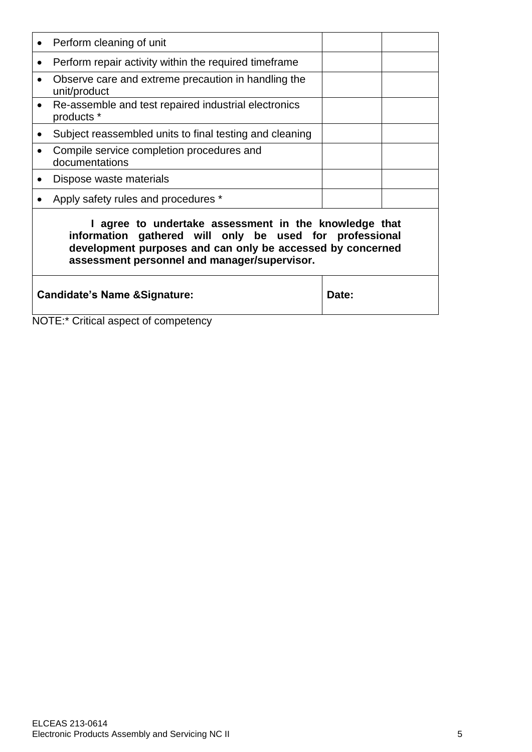| | | |
|---|---|---|
| • Perform cleaning of unit | | |
| • Perform repair activity within the required timeframe | | |
| • Observe care and extreme precaution in handling the unit/product | | |
| • Re-assemble and test repaired industrial electronics products * | | |
| • Subject reassembled units to final testing and cleaning | | |
| • Compile service completion procedures and documentations | | |
| • Dispose waste materials | | |
| • Apply safety rules and procedures * | | |
| **I agree to undertake assessment in the knowledge that information gathered will only be used for professional development purposes and can only be accessed by concerned assessment personnel and manager/supervisor.** | | |
| **Candidate's Name &Signature:** | **Date:** | |

NOTE:* Critical aspect of competency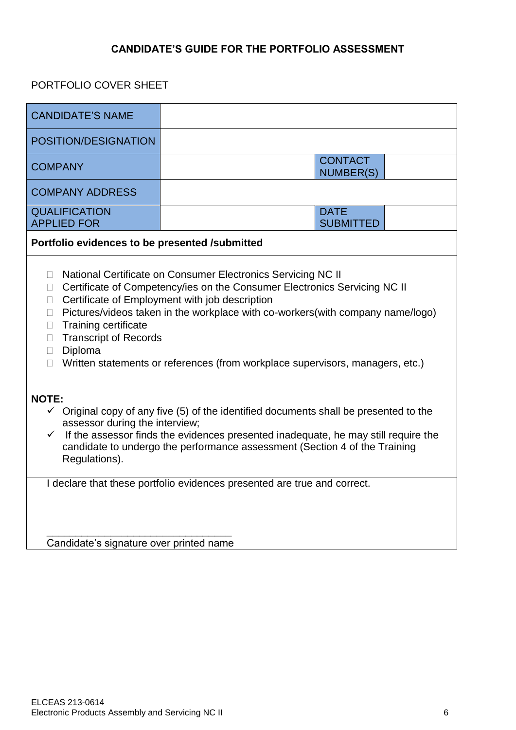**CANDIDATE'S GUIDE FOR THE PORTFOLIO ASSESSMENT**

PORTFOLIO COVER SHEET

| CANDIDATE'S NAME | | | |
|---|---|---|---|
| POSITION/DESIGNATION | | | |
| COMPANY | | CONTACT NUMBER(S) | |
| COMPANY ADDRESS | | | |
| QUALIFICATION APPLIED FOR | | DATE SUBMITTED | |

**Portfolio evidences to be presented /submitted**

- ☐ National Certificate on Consumer Electronics Servicing NC II
- ☐ Certificate of Competency/ies on the Consumer Electronics Servicing NC II
- ☐ Certificate of Employment with job description
- ☐ Pictures/videos taken in the workplace with co-workers(with company name/logo)
- ☐ Training certificate
- ☐ Transcript of Records
- ☐ Diploma
- ☐ Written statements or references (from workplace supervisors, managers, etc.)

**NOTE:**

- ✓ Original copy of any five (5) of the identified documents shall be presented to the assessor during the interview;
- ✓ If the assessor finds the evidences presented inadequate, he may still require the candidate to undergo the performance assessment (Section 4 of the Training Regulations).

I declare that these portfolio evidences presented are true and correct.

\_\_\_\_\_\_\_\_\_\_\_\_\_\_\_\_\_\_\_\_\_\_\_\_\_\_\_\_\_\_\_\_\_\_
Candidate's signature over printed name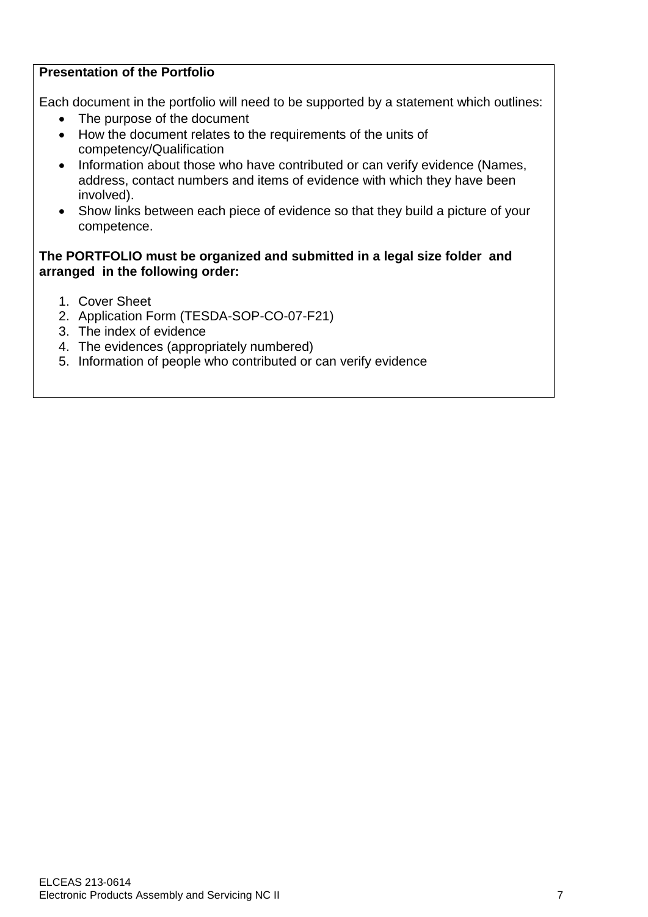**Presentation of the Portfolio**

Each document in the portfolio will need to be supported by a statement which outlines:

- The purpose of the document
- How the document relates to the requirements of the units of competency/Qualification
- Information about those who have contributed or can verify evidence (Names, address, contact numbers and items of evidence with which they have been involved).
- Show links between each piece of evidence so that they build a picture of your competence.

**The PORTFOLIO must be organized and submitted in a legal size folder and arranged in the following order:**

1. Cover Sheet
2. Application Form (TESDA-SOP-CO-07-F21)
3. The index of evidence
4. The evidences (appropriately numbered)
5. Information of people who contributed or can verify evidence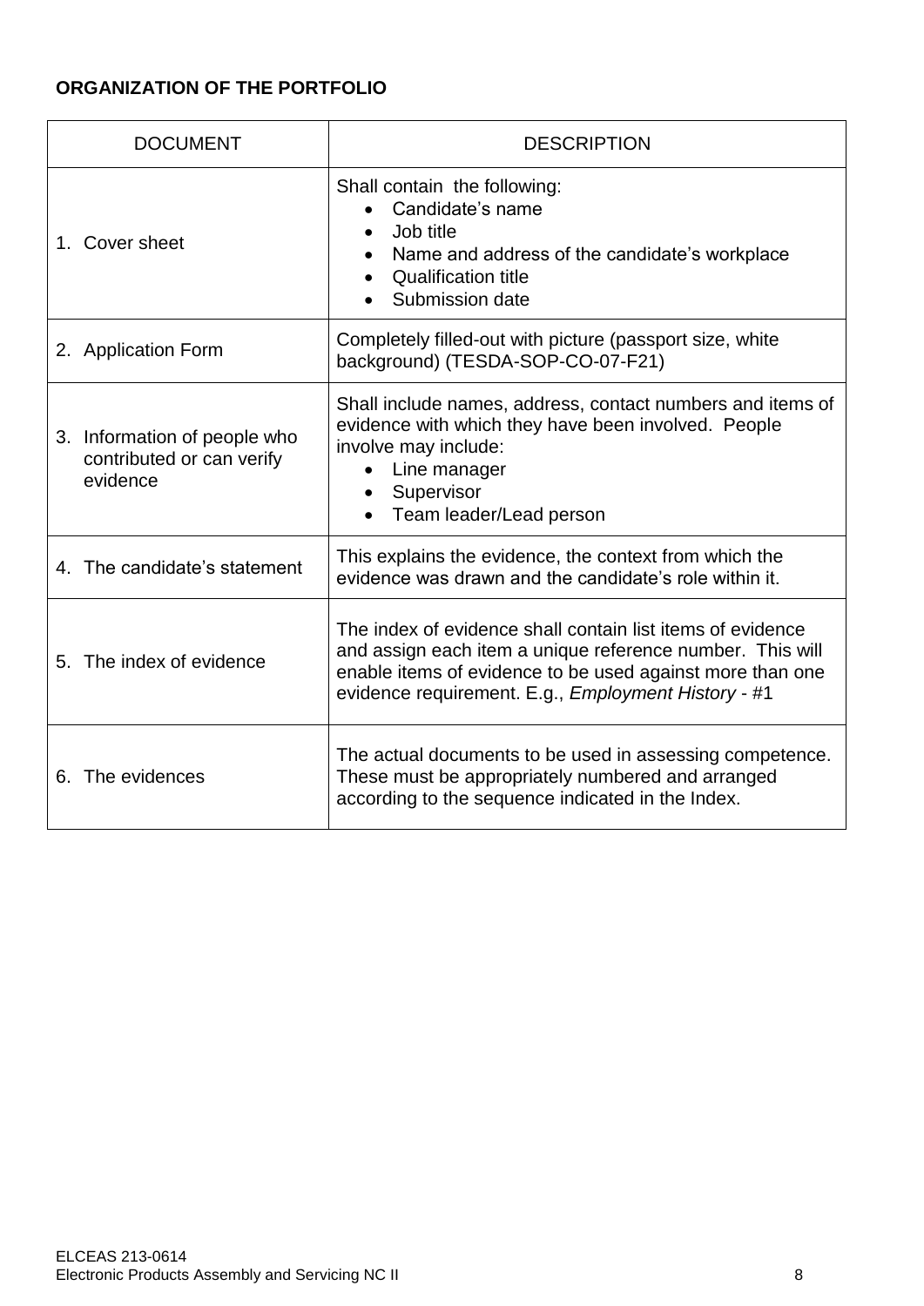**ORGANIZATION OF THE PORTFOLIO**

| DOCUMENT | DESCRIPTION |
|---|---|
| 1. Cover sheet | Shall contain the following:<br>• Candidate's name<br>• Job title<br>• Name and address of the candidate's workplace<br>• Qualification title<br>• Submission date |
| 2. Application Form | Completely filled-out with picture (passport size, white background) (TESDA-SOP-CO-07-F21) |
| 3. Information of people who contributed or can verify evidence | Shall include names, address, contact numbers and items of evidence with which they have been involved. People involve may include:<br>• Line manager<br>• Supervisor<br>• Team leader/Lead person |
| 4. The candidate's statement | This explains the evidence, the context from which the evidence was drawn and the candidate's role within it. |
| 5. The index of evidence | The index of evidence shall contain list items of evidence and assign each item a unique reference number. This will enable items of evidence to be used against more than one evidence requirement. E.g., *Employment History* - #1 |
| 6. The evidences | The actual documents to be used in assessing competence. These must be appropriately numbered and arranged according to the sequence indicated in the Index. |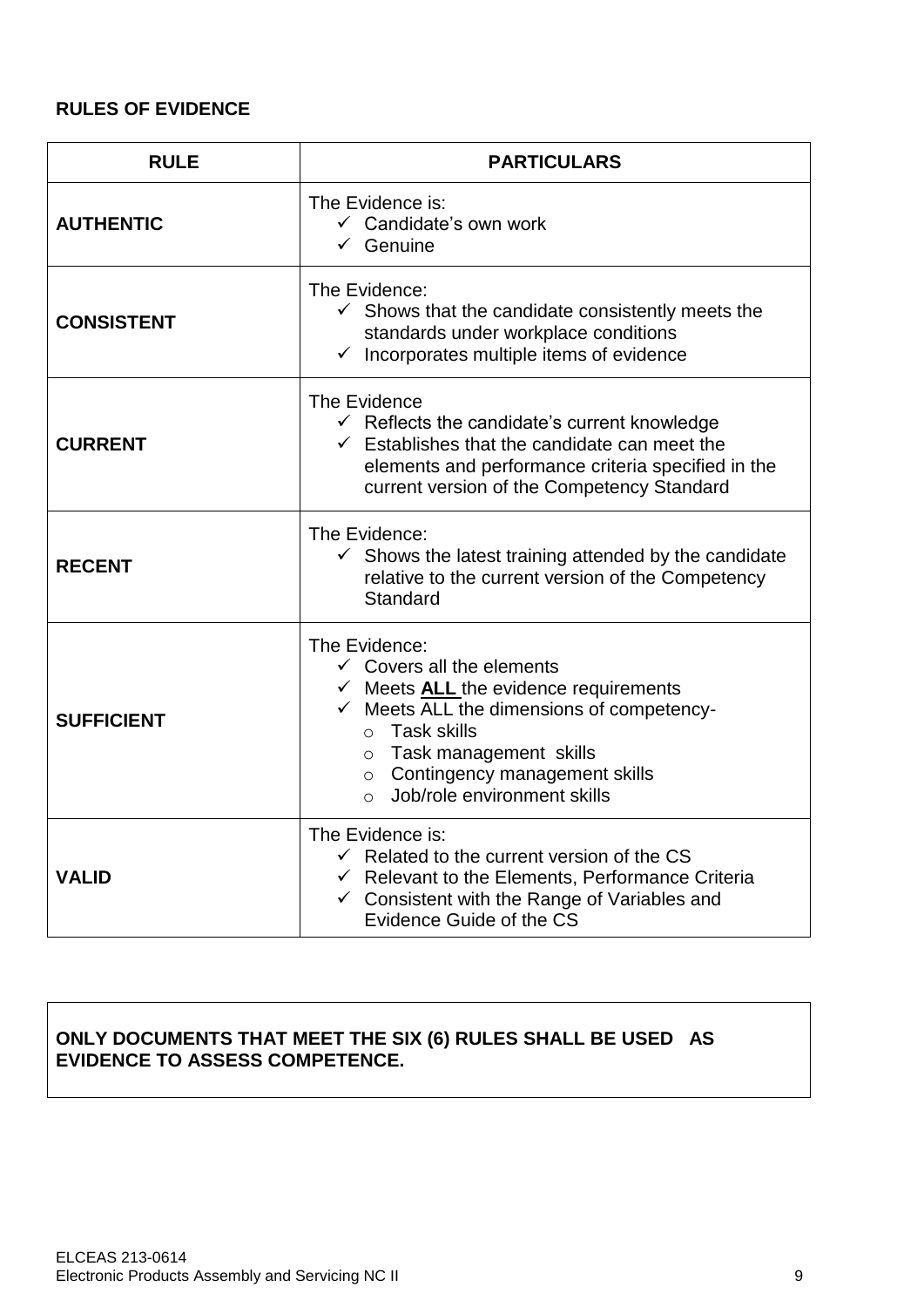**RULES OF EVIDENCE**

| RULE | PARTICULARS |
|---|---|
| **AUTHENTIC** | The Evidence is:<br>✓ Candidate's own work<br>✓ Genuine |
| **CONSISTENT** | The Evidence:<br>✓ Shows that the candidate consistently meets the standards under workplace conditions<br>✓ Incorporates multiple items of evidence |
| **CURRENT** | The Evidence<br>✓ Reflects the candidate's current knowledge<br>✓ Establishes that the candidate can meet the elements and performance criteria specified in the current version of the Competency Standard |
| **RECENT** | The Evidence:<br>✓ Shows the latest training attended by the candidate relative to the current version of the Competency Standard |
| **SUFFICIENT** | The Evidence:<br>✓ Covers all the elements<br>✓ Meets <u>**ALL**</u> the evidence requirements<br>✓ Meets ALL the dimensions of competency-<br>o Task skills<br>o Task management skills<br>o Contingency management skills<br>o Job/role environment skills |
| **VALID** | The Evidence is:<br>✓ Related to the current version of the CS<br>✓ Relevant to the Elements, Performance Criteria<br>✓ Consistent with the Range of Variables and Evidence Guide of the CS |

**ONLY DOCUMENTS THAT MEET THE SIX (6) RULES SHALL BE USED AS EVIDENCE TO ASSESS COMPETENCE.**